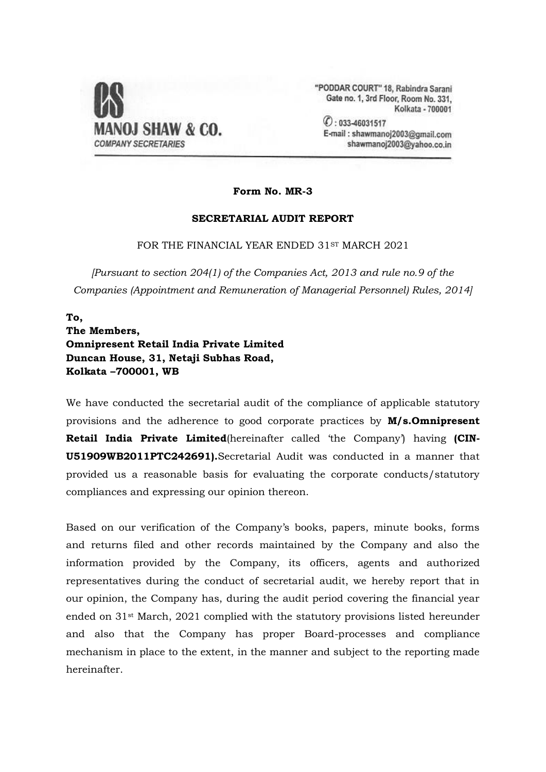**MANOJ SHAW & CO.**
*COMPANY SECRETARIES*

"PODDAR COURT" 18, Rabindra Sarani
Gate no. 1, 3rd Floor, Room No. 331,
Kolkata - 700001
✆ : 033-46031517
E-mail : shawmanoj2003@gmail.com
shawmanoj2003@yahoo.co.in

**Form No. MR-3**

**SECRETARIAL AUDIT REPORT**

FOR THE FINANCIAL YEAR ENDED 31ST MARCH 2021

*[Pursuant to section 204(1) of the Companies Act, 2013 and rule no.9 of the Companies (Appointment and Remuneration of Managerial Personnel) Rules, 2014]*

**To,**
**The Members,**
**Omnipresent Retail India Private Limited**
**Duncan House, 31, Netaji Subhas Road,**
**Kolkata –700001, WB**

We have conducted the secretarial audit of the compliance of applicable statutory provisions and the adherence to good corporate practices by **M/s.Omnipresent Retail India Private Limited**(hereinafter called 'the Company') having **(CIN-U51909WB2011PTC242691).**Secretarial Audit was conducted in a manner that provided us a reasonable basis for evaluating the corporate conducts/statutory compliances and expressing our opinion thereon.

Based on our verification of the Company's books, papers, minute books, forms and returns filed and other records maintained by the Company and also the information provided by the Company, its officers, agents and authorized representatives during the conduct of secretarial audit, we hereby report that in our opinion, the Company has, during the audit period covering the financial year ended on 31st March, 2021 complied with the statutory provisions listed hereunder and also that the Company has proper Board-processes and compliance mechanism in place to the extent, in the manner and subject to the reporting made hereinafter.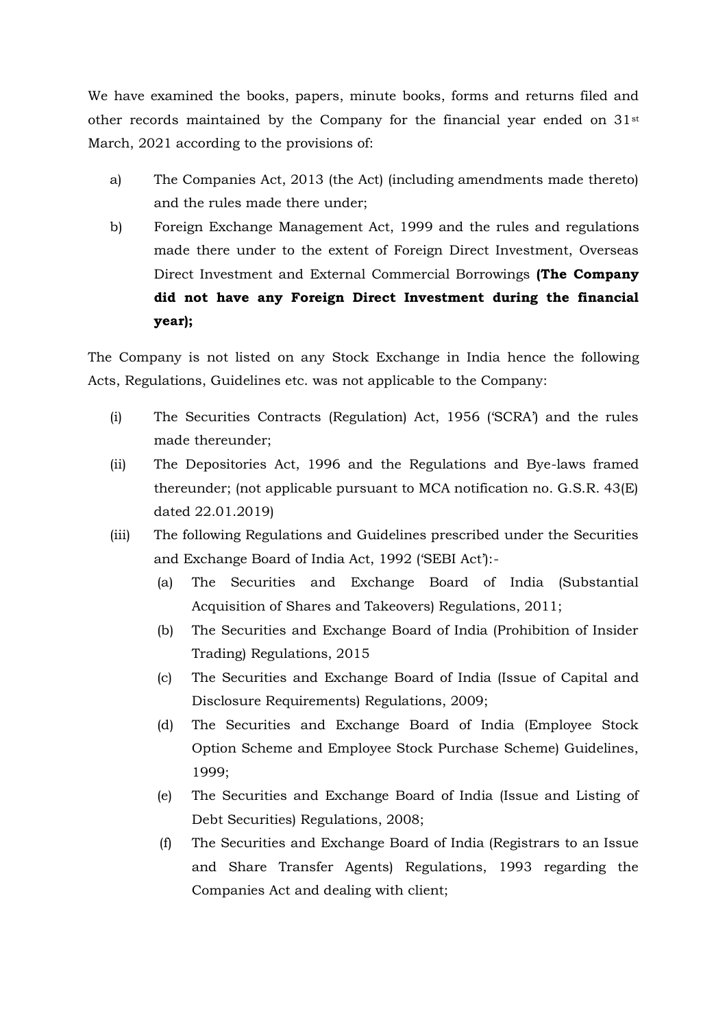We have examined the books, papers, minute books, forms and returns filed and other records maintained by the Company for the financial year ended on 31st March, 2021 according to the provisions of:

a) The Companies Act, 2013 (the Act) (including amendments made thereto) and the rules made there under;

b) Foreign Exchange Management Act, 1999 and the rules and regulations made there under to the extent of Foreign Direct Investment, Overseas Direct Investment and External Commercial Borrowings **(The Company did not have any Foreign Direct Investment during the financial year);**

The Company is not listed on any Stock Exchange in India hence the following Acts, Regulations, Guidelines etc. was not applicable to the Company:

(i) The Securities Contracts (Regulation) Act, 1956 ('SCRA') and the rules made thereunder;

(ii) The Depositories Act, 1996 and the Regulations and Bye-laws framed thereunder; (not applicable pursuant to MCA notification no. G.S.R. 43(E) dated 22.01.2019)

(iii) The following Regulations and Guidelines prescribed under the Securities and Exchange Board of India Act, 1992 ('SEBI Act'):-

   (a) The Securities and Exchange Board of India (Substantial Acquisition of Shares and Takeovers) Regulations, 2011;

   (b) The Securities and Exchange Board of India (Prohibition of Insider Trading) Regulations, 2015

   (c) The Securities and Exchange Board of India (Issue of Capital and Disclosure Requirements) Regulations, 2009;

   (d) The Securities and Exchange Board of India (Employee Stock Option Scheme and Employee Stock Purchase Scheme) Guidelines, 1999;

   (e) The Securities and Exchange Board of India (Issue and Listing of Debt Securities) Regulations, 2008;

   (f) The Securities and Exchange Board of India (Registrars to an Issue and Share Transfer Agents) Regulations, 1993 regarding the Companies Act and dealing with client;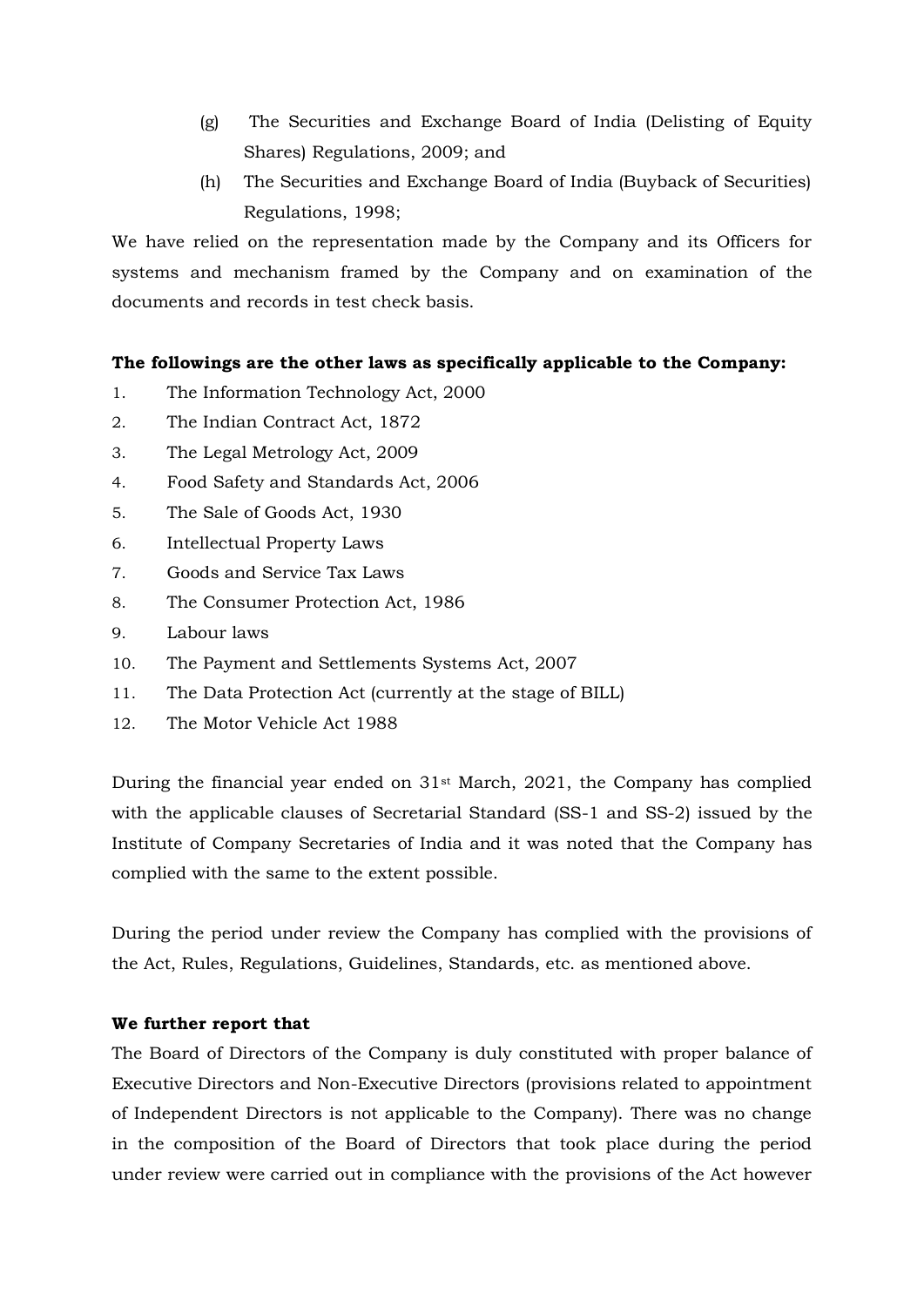(g) The Securities and Exchange Board of India (Delisting of Equity Shares) Regulations, 2009; and

(h) The Securities and Exchange Board of India (Buyback of Securities) Regulations, 1998;

We have relied on the representation made by the Company and its Officers for systems and mechanism framed by the Company and on examination of the documents and records in test check basis.

**The followings are the other laws as specifically applicable to the Company:**

1. The Information Technology Act, 2000
2. The Indian Contract Act, 1872
3. The Legal Metrology Act, 2009
4. Food Safety and Standards Act, 2006
5. The Sale of Goods Act, 1930
6. Intellectual Property Laws
7. Goods and Service Tax Laws
8. The Consumer Protection Act, 1986
9. Labour laws
10. The Payment and Settlements Systems Act, 2007
11. The Data Protection Act (currently at the stage of BILL)
12. The Motor Vehicle Act 1988

During the financial year ended on 31st March, 2021, the Company has complied with the applicable clauses of Secretarial Standard (SS-1 and SS-2) issued by the Institute of Company Secretaries of India and it was noted that the Company has complied with the same to the extent possible.

During the period under review the Company has complied with the provisions of the Act, Rules, Regulations, Guidelines, Standards, etc. as mentioned above.

**We further report that**

The Board of Directors of the Company is duly constituted with proper balance of Executive Directors and Non-Executive Directors (provisions related to appointment of Independent Directors is not applicable to the Company). There was no change in the composition of the Board of Directors that took place during the period under review were carried out in compliance with the provisions of the Act however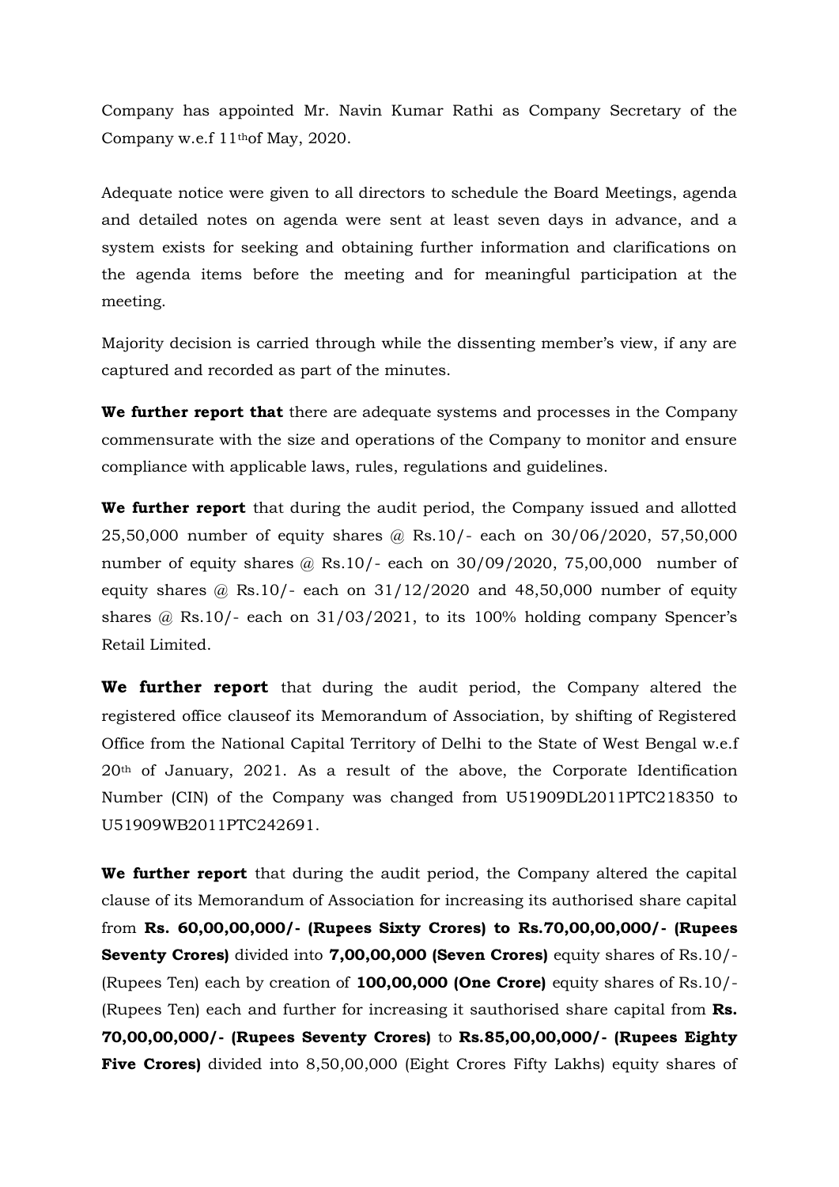Company has appointed Mr. Navin Kumar Rathi as Company Secretary of the Company w.e.f 11thof May, 2020.

Adequate notice were given to all directors to schedule the Board Meetings, agenda and detailed notes on agenda were sent at least seven days in advance, and a system exists for seeking and obtaining further information and clarifications on the agenda items before the meeting and for meaningful participation at the meeting.

Majority decision is carried through while the dissenting member's view, if any are captured and recorded as part of the minutes.

**We further report that** there are adequate systems and processes in the Company commensurate with the size and operations of the Company to monitor and ensure compliance with applicable laws, rules, regulations and guidelines.

**We further report** that during the audit period, the Company issued and allotted 25,50,000 number of equity shares @ Rs.10/- each on 30/06/2020, 57,50,000 number of equity shares @ Rs.10/- each on 30/09/2020, 75,00,000 number of equity shares @ Rs.10/- each on 31/12/2020 and 48,50,000 number of equity shares @ Rs.10/- each on 31/03/2021, to its 100% holding company Spencer's Retail Limited.

**We further report** that during the audit period, the Company altered the registered office clauseof its Memorandum of Association, by shifting of Registered Office from the National Capital Territory of Delhi to the State of West Bengal w.e.f 20th of January, 2021. As a result of the above, the Corporate Identification Number (CIN) of the Company was changed from U51909DL2011PTC218350 to U51909WB2011PTC242691.

**We further report** that during the audit period, the Company altered the capital clause of its Memorandum of Association for increasing its authorised share capital from **Rs. 60,00,00,000/- (Rupees Sixty Crores) to Rs.70,00,00,000/- (Rupees Seventy Crores)** divided into **7,00,00,000 (Seven Crores)** equity shares of Rs.10/- (Rupees Ten) each by creation of **100,00,000 (One Crore)** equity shares of Rs.10/- (Rupees Ten) each and further for increasing it sauthorised share capital from **Rs. 70,00,00,000/- (Rupees Seventy Crores)** to **Rs.85,00,00,000/- (Rupees Eighty Five Crores)** divided into 8,50,00,000 (Eight Crores Fifty Lakhs) equity shares of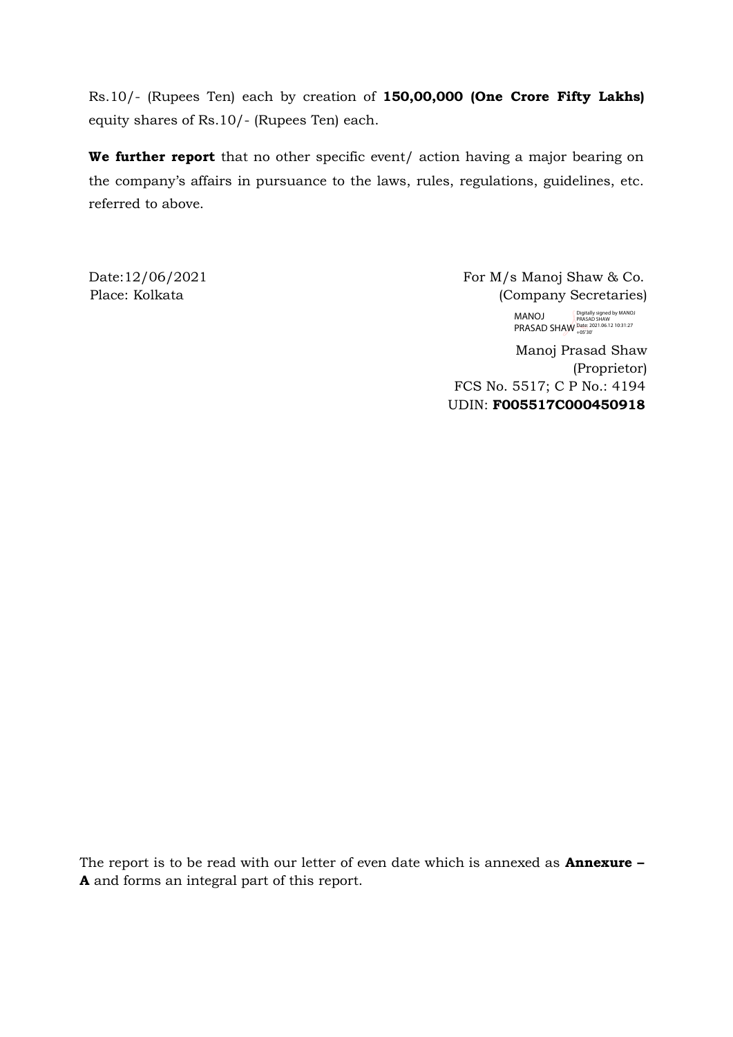Rs.10/- (Rupees Ten) each by creation of **150,00,000 (One Crore Fifty Lakhs)** equity shares of Rs.10/- (Rupees Ten) each.

**We further report** that no other specific event/ action having a major bearing on the company's affairs in pursuance to the laws, rules, regulations, guidelines, etc. referred to above.

Date:12/06/2021
Place: Kolkata

For M/s Manoj Shaw & Co.
(Company Secretaries)

MANOJ PRASAD SHAW
Digitally signed by MANOJ PRASAD SHAW
Date: 2021.06.12 10:31:27 +05'30'

Manoj Prasad Shaw
(Proprietor)
FCS No. 5517; C P No.: 4194
UDIN: **F005517C000450918**

The report is to be read with our letter of even date which is annexed as **Annexure – A** and forms an integral part of this report.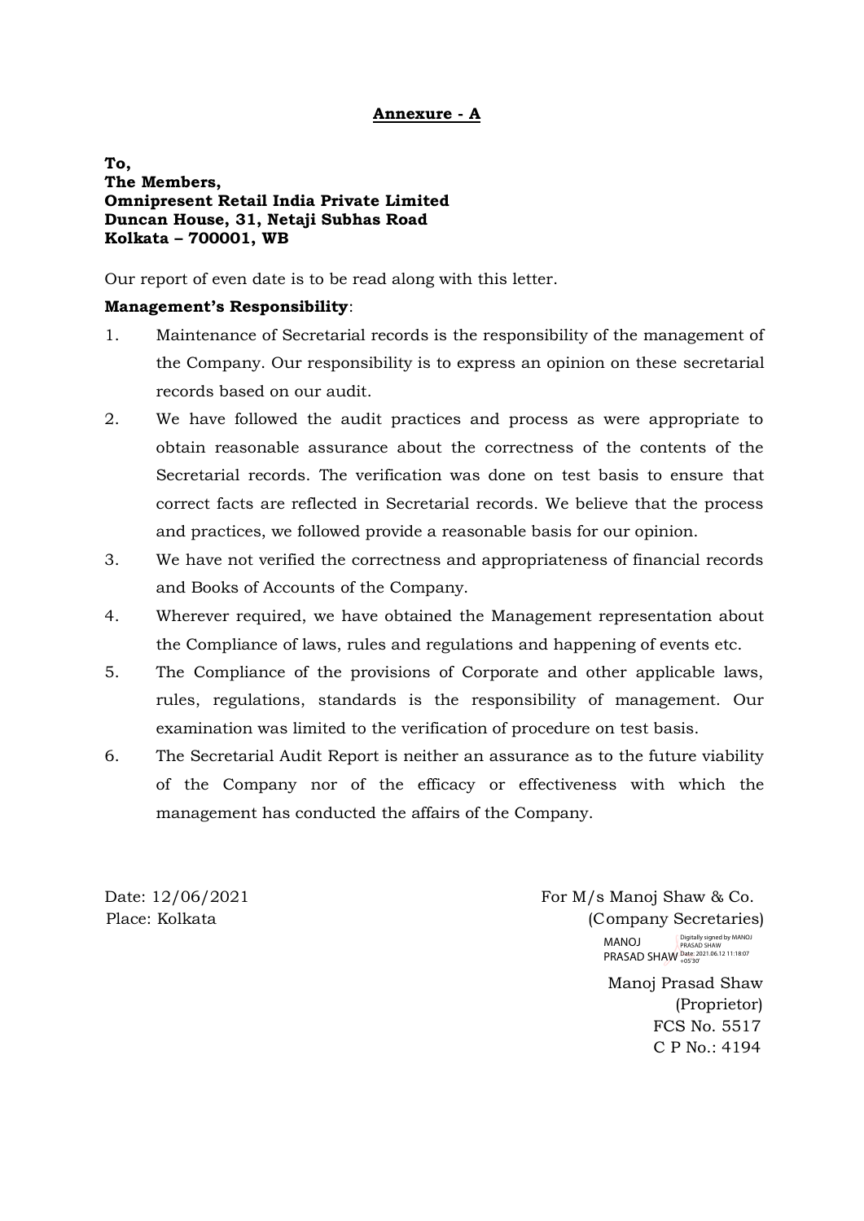## Annexure - A

**To,**
**The Members,**
**Omnipresent Retail India Private Limited**
**Duncan House, 31, Netaji Subhas Road**
**Kolkata – 700001, WB**

Our report of even date is to be read along with this letter.

**Management's Responsibility**:

1. Maintenance of Secretarial records is the responsibility of the management of the Company. Our responsibility is to express an opinion on these secretarial records based on our audit.
2. We have followed the audit practices and process as were appropriate to obtain reasonable assurance about the correctness of the contents of the Secretarial records. The verification was done on test basis to ensure that correct facts are reflected in Secretarial records. We believe that the process and practices, we followed provide a reasonable basis for our opinion.
3. We have not verified the correctness and appropriateness of financial records and Books of Accounts of the Company.
4. Wherever required, we have obtained the Management representation about the Compliance of laws, rules and regulations and happening of events etc.
5. The Compliance of the provisions of Corporate and other applicable laws, rules, regulations, standards is the responsibility of management. Our examination was limited to the verification of procedure on test basis.
6. The Secretarial Audit Report is neither an assurance as to the future viability of the Company nor of the efficacy or effectiveness with which the management has conducted the affairs of the Company.

Date: 12/06/2021
Place: Kolkata

For M/s Manoj Shaw & Co.
(Company Secretaries)

MANOJ PRASAD SHAW — Digitally signed by MANOJ PRASAD SHAW Date: 2021.06.12 11:18:07 +05'30'

Manoj Prasad Shaw
(Proprietor)
FCS No. 5517
C P No.: 4194